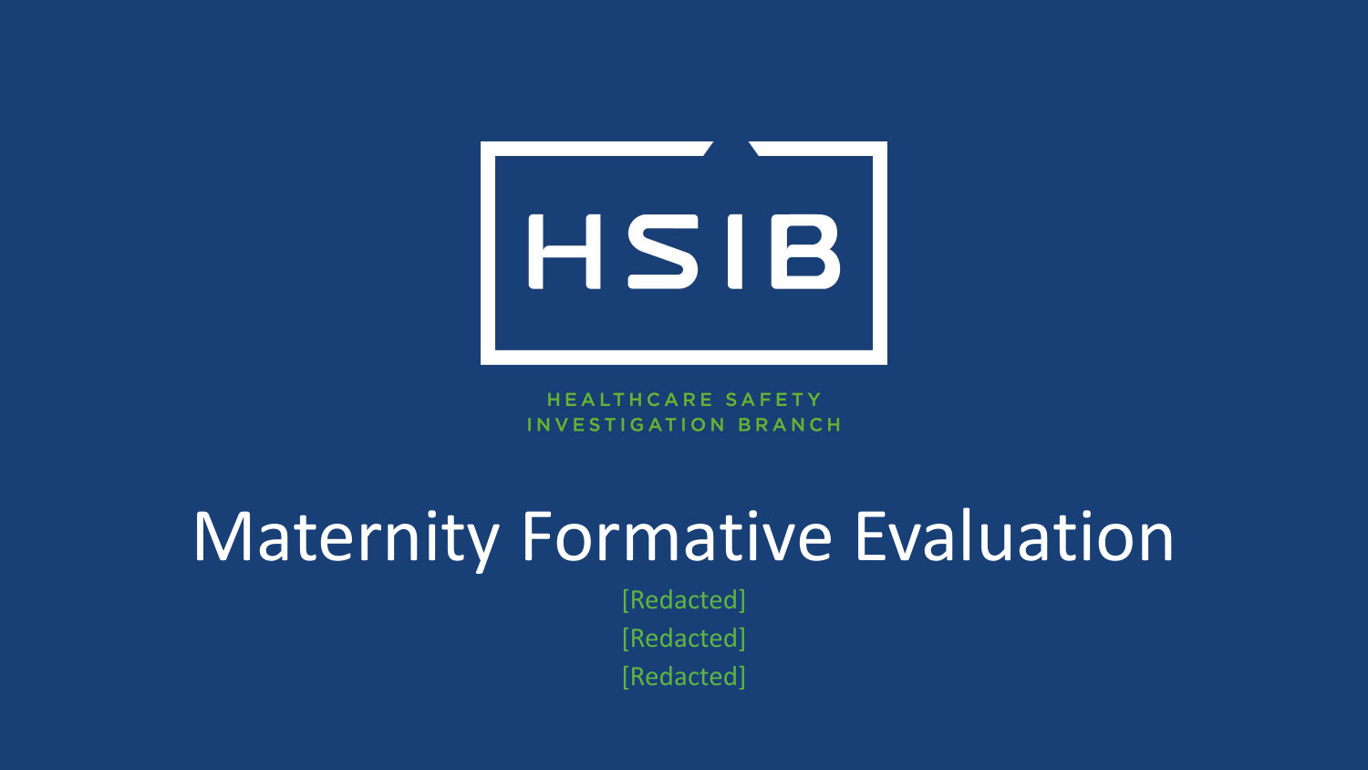HSIB

HEALTHCARE SAFETY INVESTIGATION BRANCH

# Maternity Formative Evaluation

[Redacted]

[Redacted]

[Redacted]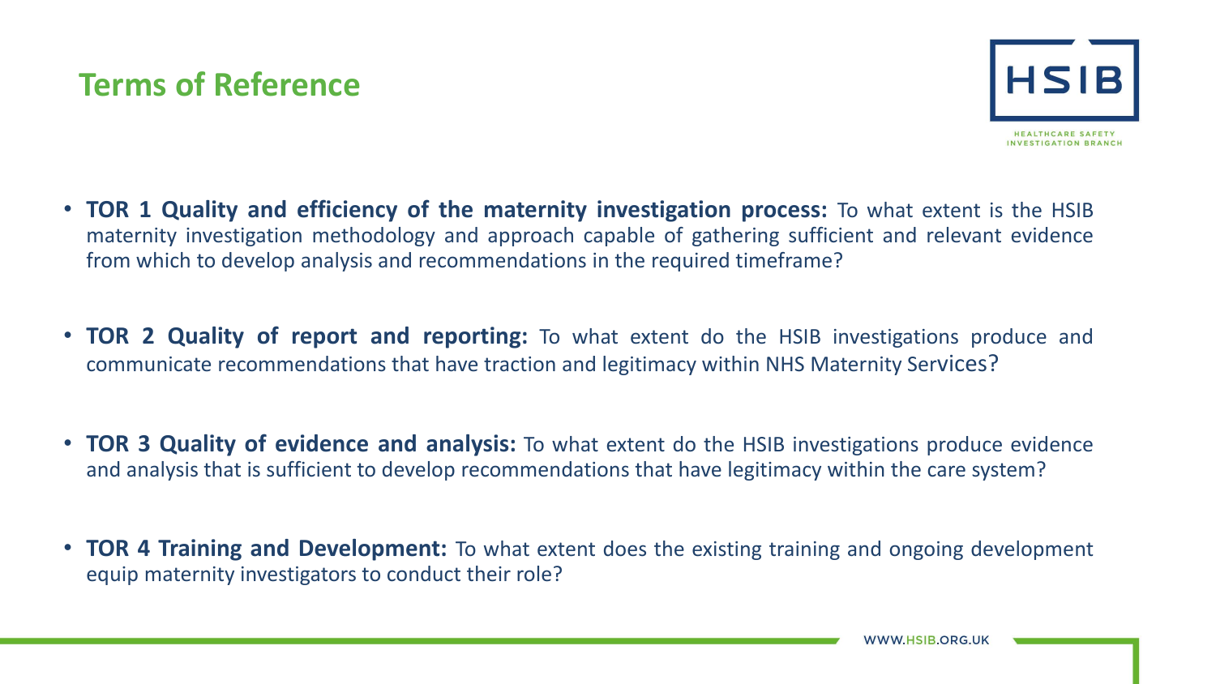## Terms of Reference

- **TOR 1 Quality and efficiency of the maternity investigation process:** To what extent is the HSIB maternity investigation methodology and approach capable of gathering sufficient and relevant evidence from which to develop analysis and recommendations in the required timeframe?

- **TOR 2 Quality of report and reporting:** To what extent do the HSIB investigations produce and communicate recommendations that have traction and legitimacy within NHS Maternity Services?

- **TOR 3 Quality of evidence and analysis:** To what extent do the HSIB investigations produce evidence and analysis that is sufficient to develop recommendations that have legitimacy within the care system?

- **TOR 4 Training and Development:** To what extent does the existing training and ongoing development equip maternity investigators to conduct their role?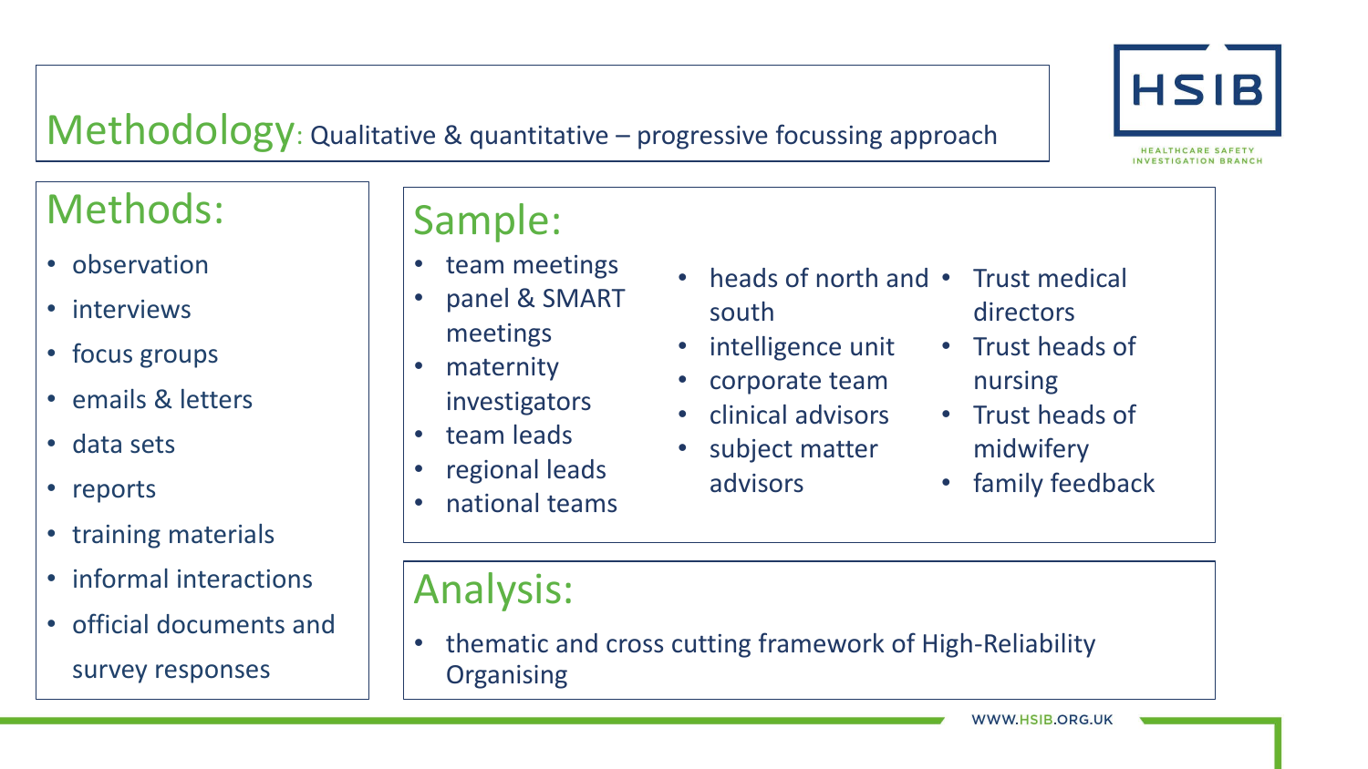# Methodology: Qualitative & quantitative – progressive focussing approach

## Methods:

- observation
- interviews
- focus groups
- emails & letters
- data sets
- reports
- training materials
- informal interactions
- official documents and survey responses

## Sample:

- team meetings
- panel & SMART meetings
- maternity investigators
- team leads
- regional leads
- national teams
- heads of north and south
- intelligence unit
- corporate team
- clinical advisors
- subject matter advisors
- Trust medical directors
- Trust heads of nursing
- Trust heads of midwifery
- family feedback

## Analysis:

- thematic and cross cutting framework of High-Reliability Organising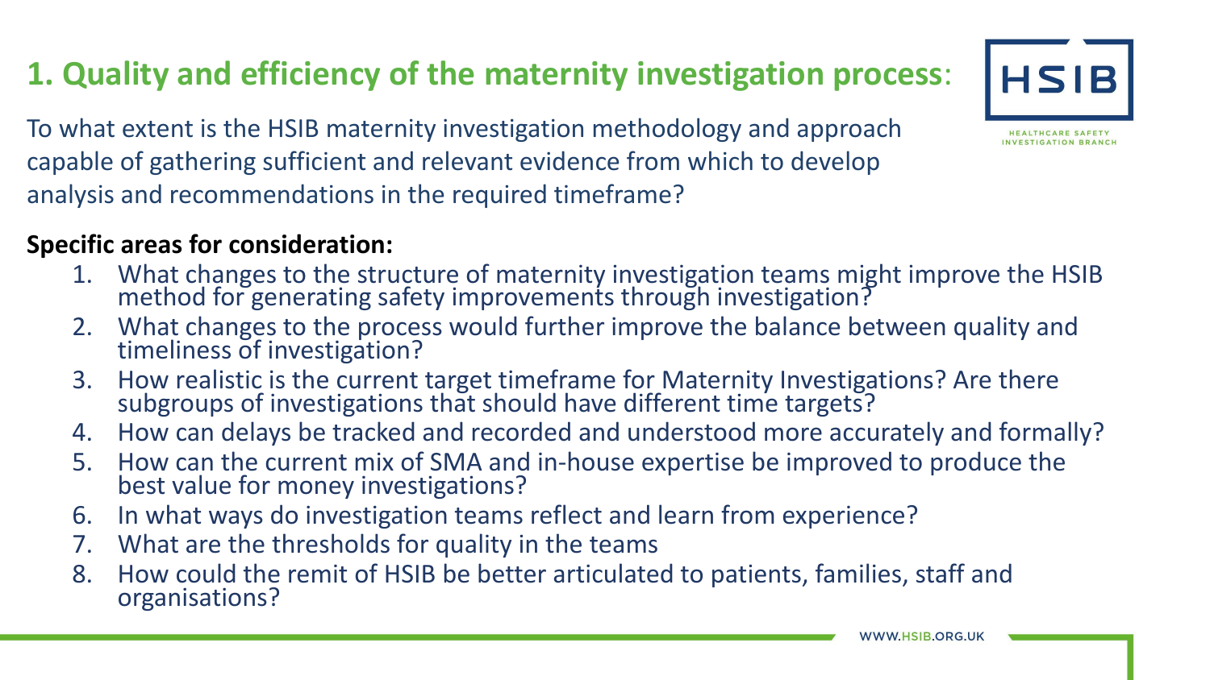# 1. Quality and efficiency of the maternity investigation process:

To what extent is the HSIB maternity investigation methodology and approach capable of gathering sufficient and relevant evidence from which to develop analysis and recommendations in the required timeframe?

**Specific areas for consideration:**

1. What changes to the structure of maternity investigation teams might improve the HSIB method for generating safety improvements through investigation?
2. What changes to the process would further improve the balance between quality and timeliness of investigation?
3. How realistic is the current target timeframe for Maternity Investigations? Are there subgroups of investigations that should have different time targets?
4. How can delays be tracked and recorded and understood more accurately and formally?
5. How can the current mix of SMA and in-house expertise be improved to produce the best value for money investigations?
6. In what ways do investigation teams reflect and learn from experience?
7. What are the thresholds for quality in the teams
8. How could the remit of HSIB be better articulated to patients, families, staff and organisations?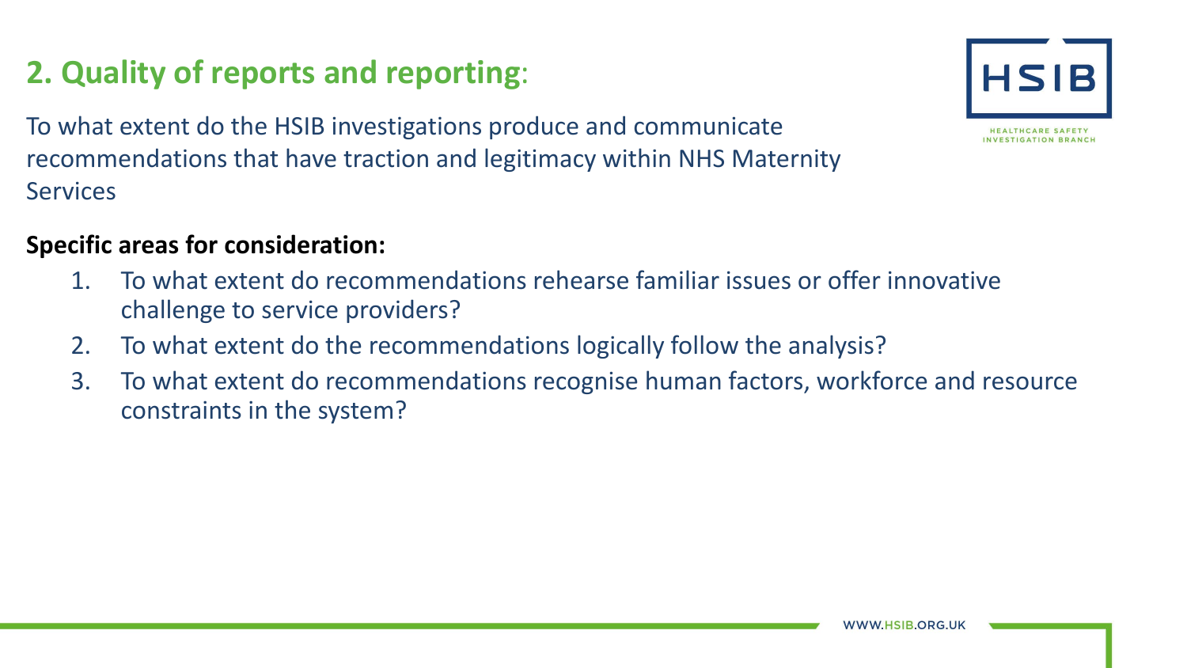## 2. Quality of reports and reporting:

To what extent do the HSIB investigations produce and communicate recommendations that have traction and legitimacy within NHS Maternity Services

**Specific areas for consideration:**

1. To what extent do recommendations rehearse familiar issues or offer innovative challenge to service providers?
2. To what extent do the recommendations logically follow the analysis?
3. To what extent do recommendations recognise human factors, workforce and resource constraints in the system?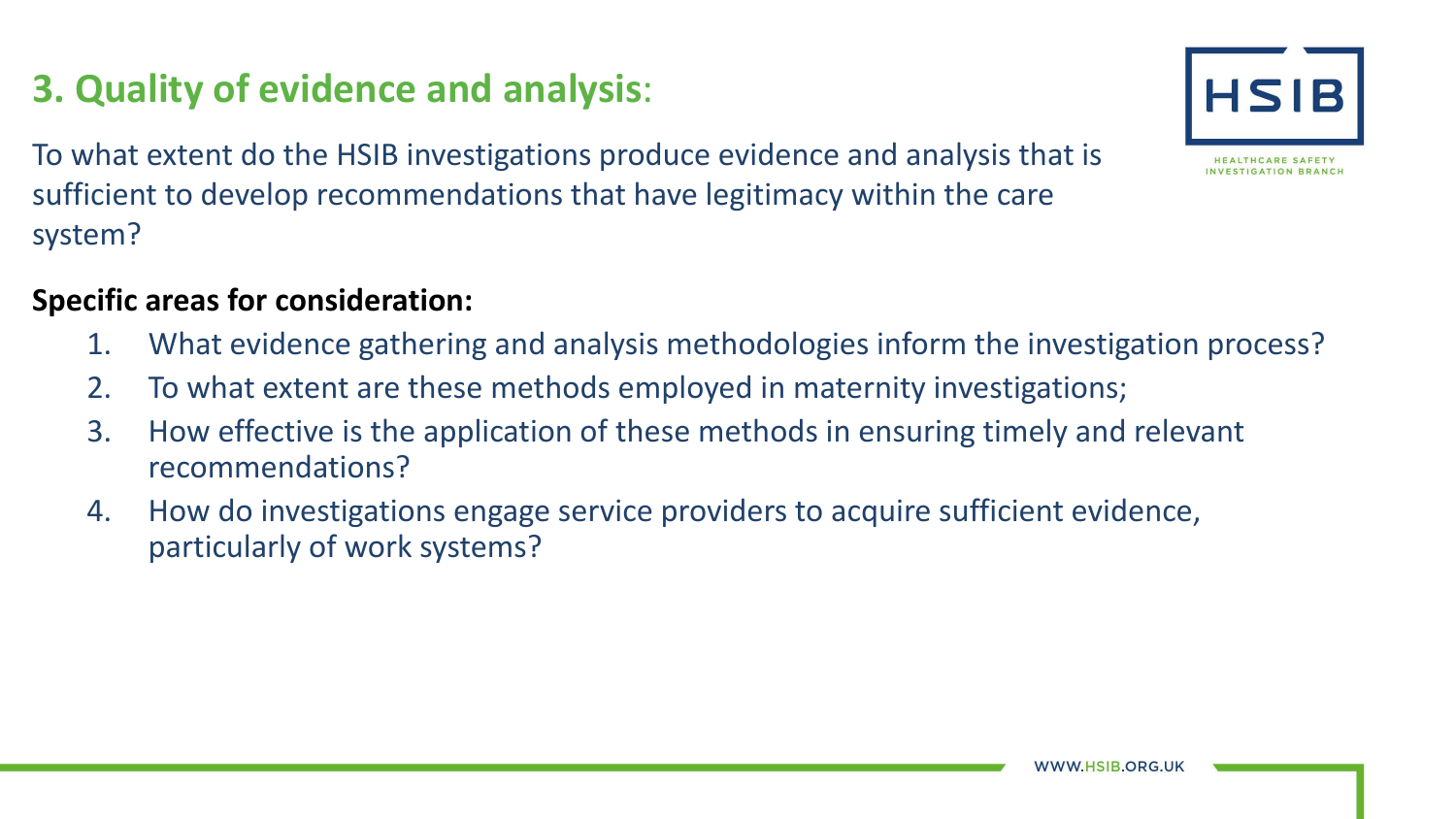## 3. Quality of evidence and analysis:

To what extent do the HSIB investigations produce evidence and analysis that is sufficient to develop recommendations that have legitimacy within the care system?

**Specific areas for consideration:**

1. What evidence gathering and analysis methodologies inform the investigation process?
2. To what extent are these methods employed in maternity investigations;
3. How effective is the application of these methods in ensuring timely and relevant recommendations?
4. How do investigations engage service providers to acquire sufficient evidence, particularly of work systems?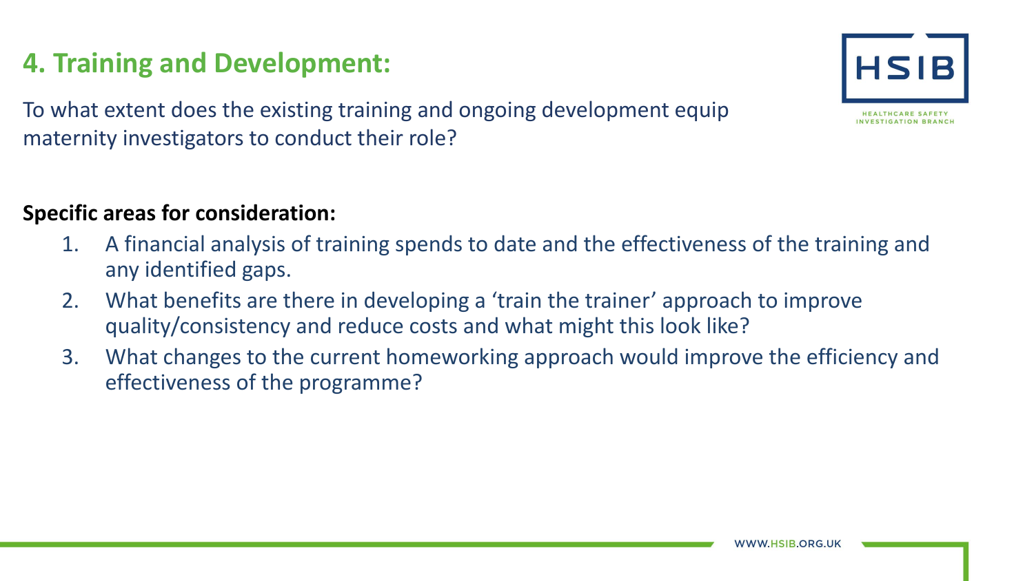## 4. Training and Development:

To what extent does the existing training and ongoing development equip maternity investigators to conduct their role?

**Specific areas for consideration:**

1. A financial analysis of training spends to date and the effectiveness of the training and any identified gaps.
2. What benefits are there in developing a 'train the trainer' approach to improve quality/consistency and reduce costs and what might this look like?
3. What changes to the current homeworking approach would improve the efficiency and effectiveness of the programme?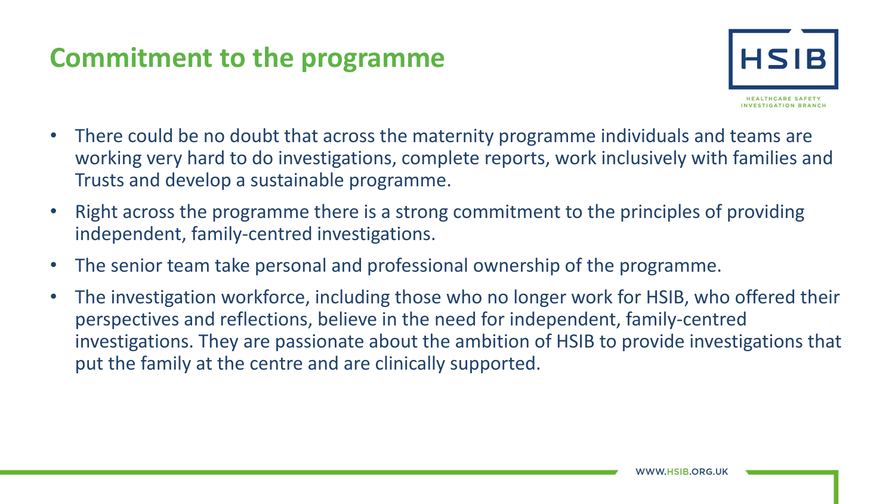# Commitment to the programme

- There could be no doubt that across the maternity programme individuals and teams are working very hard to do investigations, complete reports, work inclusively with families and Trusts and develop a sustainable programme.
- Right across the programme there is a strong commitment to the principles of providing independent, family-centred investigations.
- The senior team take personal and professional ownership of the programme.
- The investigation workforce, including those who no longer work for HSIB, who offered their perspectives and reflections, believe in the need for independent, family-centred investigations. They are passionate about the ambition of HSIB to provide investigations that put the family at the centre and are clinically supported.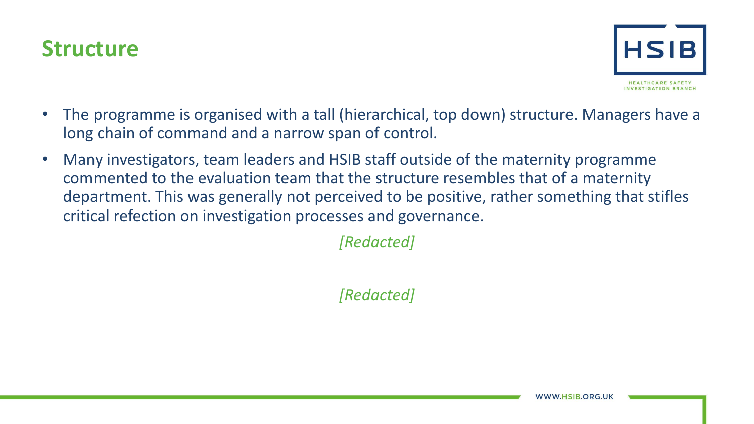# Structure

- The programme is organised with a tall (hierarchical, top down) structure. Managers have a long chain of command and a narrow span of control.
- Many investigators, team leaders and HSIB staff outside of the maternity programme commented to the evaluation team that the structure resembles that of a maternity department. This was generally not perceived to be positive, rather something that stifles critical refection on investigation processes and governance.

*[Redacted]*

*[Redacted]*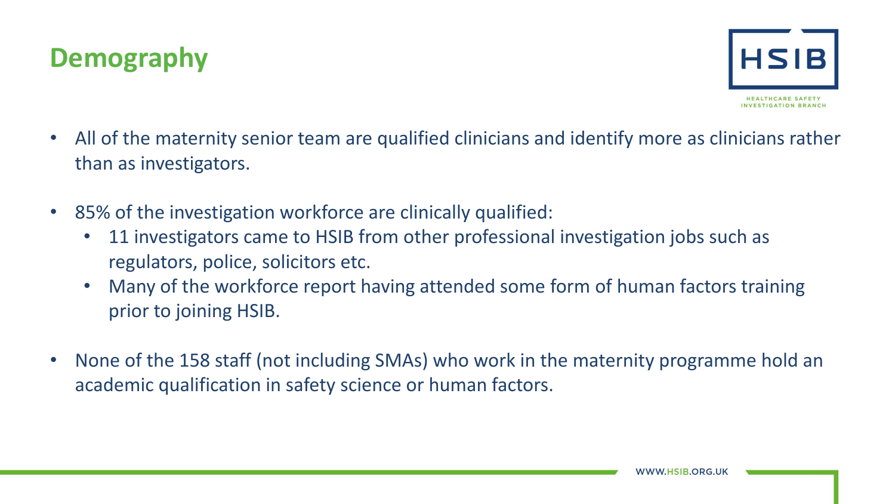# Demography

- All of the maternity senior team are qualified clinicians and identify more as clinicians rather than as investigators.
- 85% of the investigation workforce are clinically qualified:
  - 11 investigators came to HSIB from other professional investigation jobs such as regulators, police, solicitors etc.
  - Many of the workforce report having attended some form of human factors training prior to joining HSIB.
- None of the 158 staff (not including SMAs) who work in the maternity programme hold an academic qualification in safety science or human factors.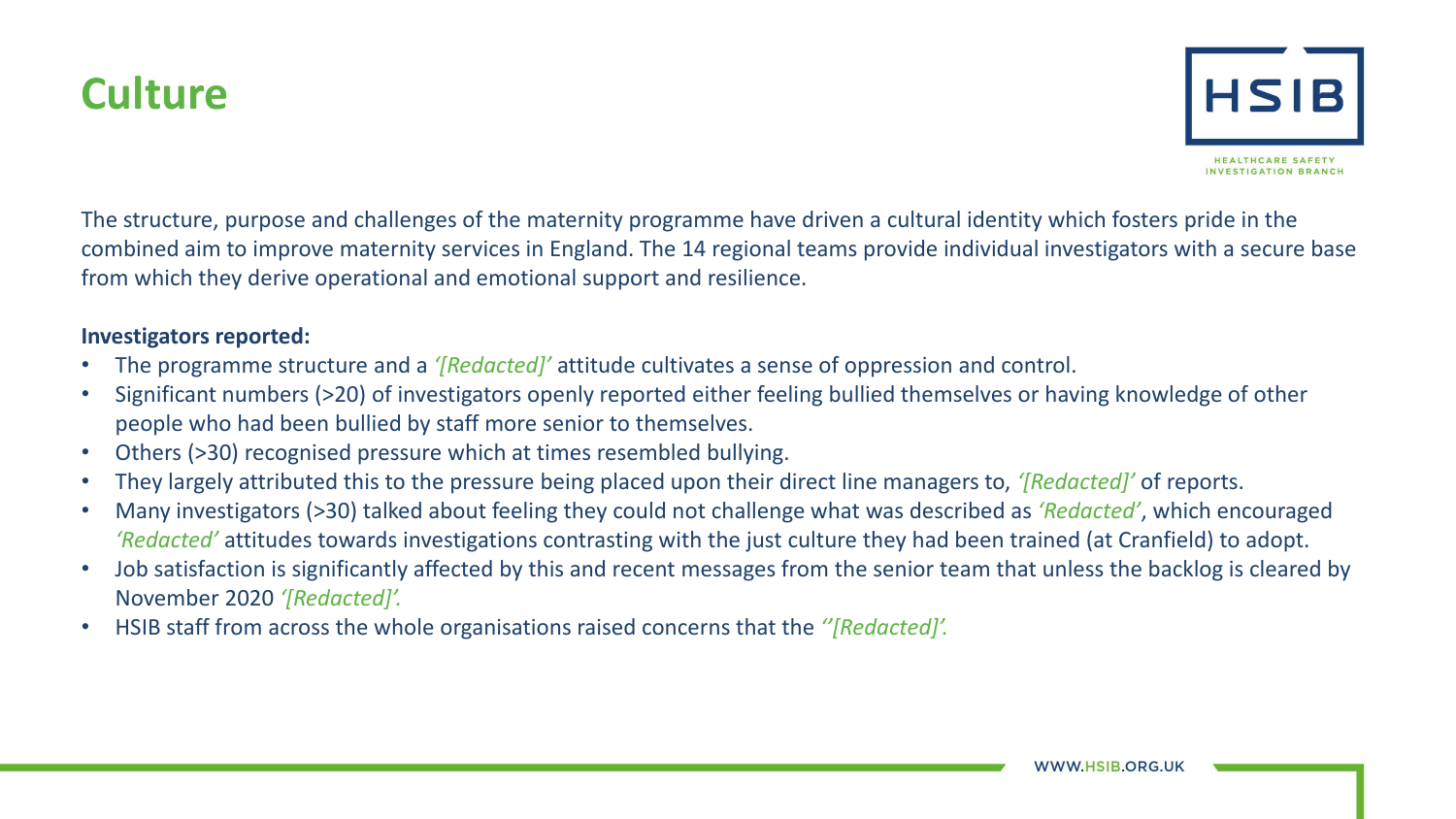# Culture

The structure, purpose and challenges of the maternity programme have driven a cultural identity which fosters pride in the combined aim to improve maternity services in England. The 14 regional teams provide individual investigators with a secure base from which they derive operational and emotional support and resilience.

**Investigators reported:**

- The programme structure and a *'[Redacted]'* attitude cultivates a sense of oppression and control.
- Significant numbers (>20) of investigators openly reported either feeling bullied themselves or having knowledge of other people who had been bullied by staff more senior to themselves.
- Others (>30) recognised pressure which at times resembled bullying.
- They largely attributed this to the pressure being placed upon their direct line managers to, *'[Redacted]'* of reports.
- Many investigators (>30) talked about feeling they could not challenge what was described as *'Redacted'*, which encouraged *'Redacted'* attitudes towards investigations contrasting with the just culture they had been trained (at Cranfield) to adopt.
- Job satisfaction is significantly affected by this and recent messages from the senior team that unless the backlog is cleared by November 2020 *'[Redacted]'.*
- HSIB staff from across the whole organisations raised concerns that the *''[Redacted]'.*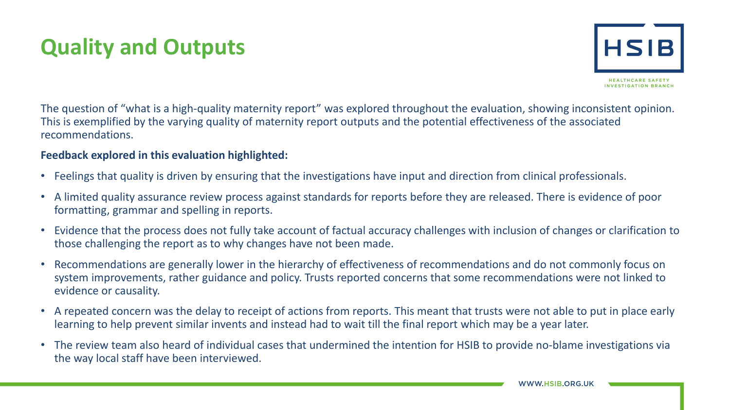# Quality and Outputs

The question of "what is a high-quality maternity report" was explored throughout the evaluation, showing inconsistent opinion. This is exemplified by the varying quality of maternity report outputs and the potential effectiveness of the associated recommendations.

**Feedback explored in this evaluation highlighted:**

- Feelings that quality is driven by ensuring that the investigations have input and direction from clinical professionals.
- A limited quality assurance review process against standards for reports before they are released. There is evidence of poor formatting, grammar and spelling in reports.
- Evidence that the process does not fully take account of factual accuracy challenges with inclusion of changes or clarification to those challenging the report as to why changes have not been made.
- Recommendations are generally lower in the hierarchy of effectiveness of recommendations and do not commonly focus on system improvements, rather guidance and policy. Trusts reported concerns that some recommendations were not linked to evidence or causality.
- A repeated concern was the delay to receipt of actions from reports. This meant that trusts were not able to put in place early learning to help prevent similar invents and instead had to wait till the final report which may be a year later.
- The review team also heard of individual cases that undermined the intention for HSIB to provide no-blame investigations via the way local staff have been interviewed.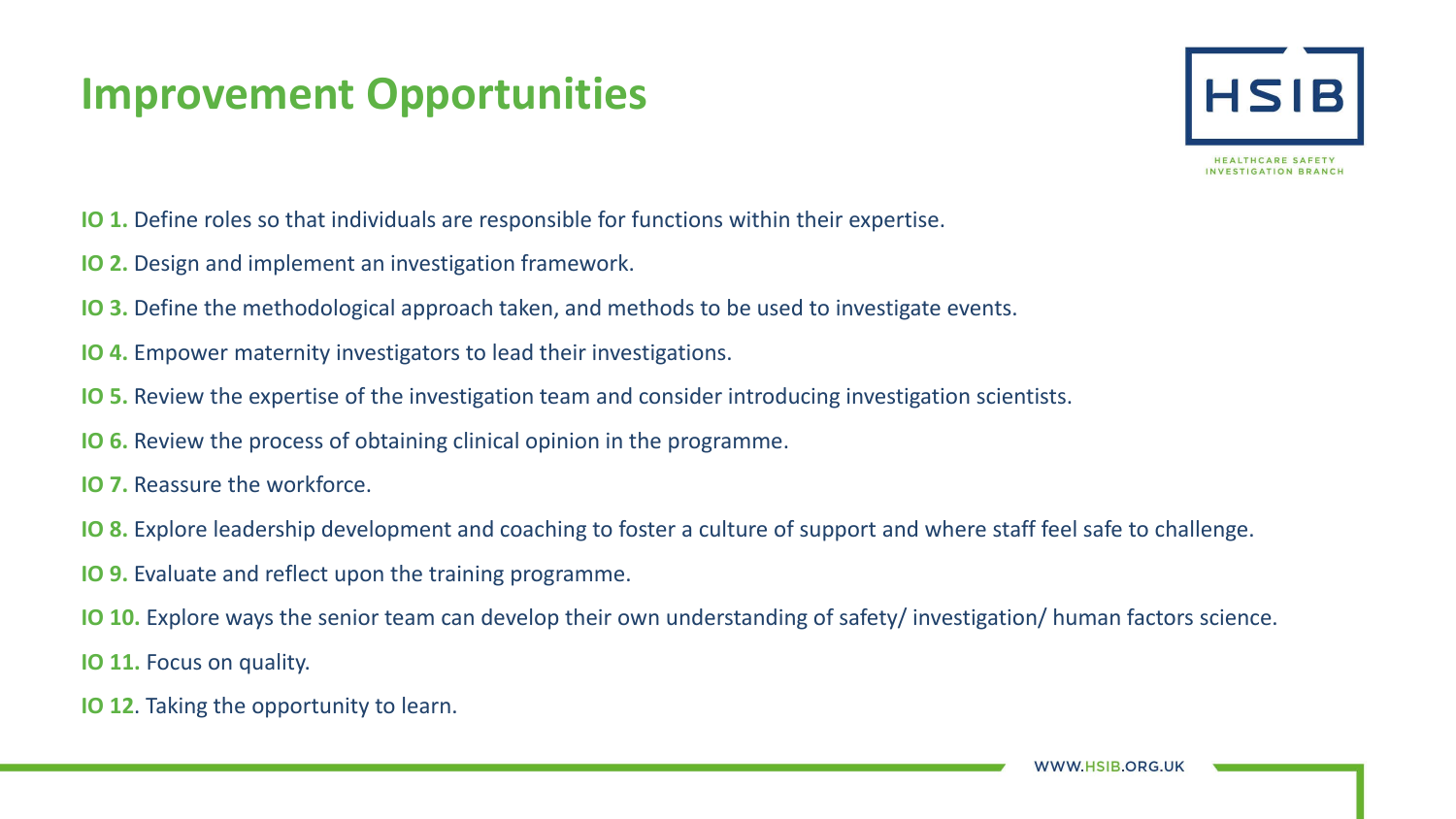# Improvement Opportunities

**IO 1.** Define roles so that individuals are responsible for functions within their expertise.

**IO 2.** Design and implement an investigation framework.

**IO 3.** Define the methodological approach taken, and methods to be used to investigate events.

**IO 4.** Empower maternity investigators to lead their investigations.

**IO 5.** Review the expertise of the investigation team and consider introducing investigation scientists.

**IO 6.** Review the process of obtaining clinical opinion in the programme.

**IO 7.** Reassure the workforce.

**IO 8.** Explore leadership development and coaching to foster a culture of support and where staff feel safe to challenge.

**IO 9.** Evaluate and reflect upon the training programme.

**IO 10.** Explore ways the senior team can develop their own understanding of safety/ investigation/ human factors science.

**IO 11.** Focus on quality.

**IO 12**. Taking the opportunity to learn.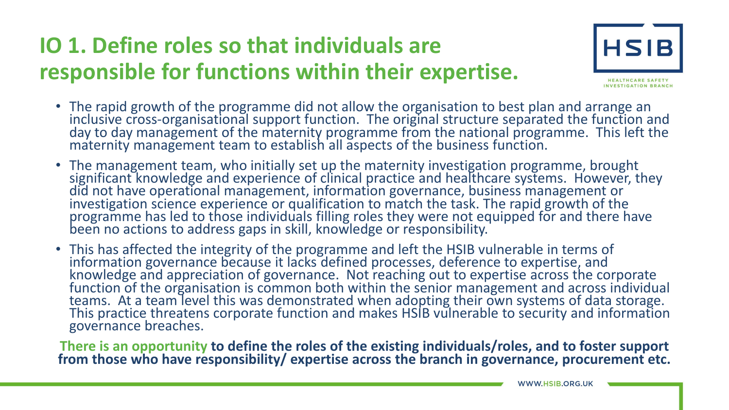# IO 1. Define roles so that individuals are responsible for functions within their expertise.

- The rapid growth of the programme did not allow the organisation to best plan and arrange an inclusive cross-organisational support function. The original structure separated the function and day to day management of the maternity programme from the national programme. This left the maternity management team to establish all aspects of the business function.
- The management team, who initially set up the maternity investigation programme, brought significant knowledge and experience of clinical practice and healthcare systems. However, they did not have operational management, information governance, business management or investigation science experience or qualification to match the task. The rapid growth of the programme has led to those individuals filling roles they were not equipped for and there have been no actions to address gaps in skill, knowledge or responsibility.
- This has affected the integrity of the programme and left the HSIB vulnerable in terms of information governance because it lacks defined processes, deference to expertise, and knowledge and appreciation of governance. Not reaching out to expertise across the corporate function of the organisation is common both within the senior management and across individual teams. At a team level this was demonstrated when adopting their own systems of data storage. This practice threatens corporate function and makes HSIB vulnerable to security and information governance breaches.

**There is an opportunity to define the roles of the existing individuals/roles, and to foster support from those who have responsibility/ expertise across the branch in governance, procurement etc.**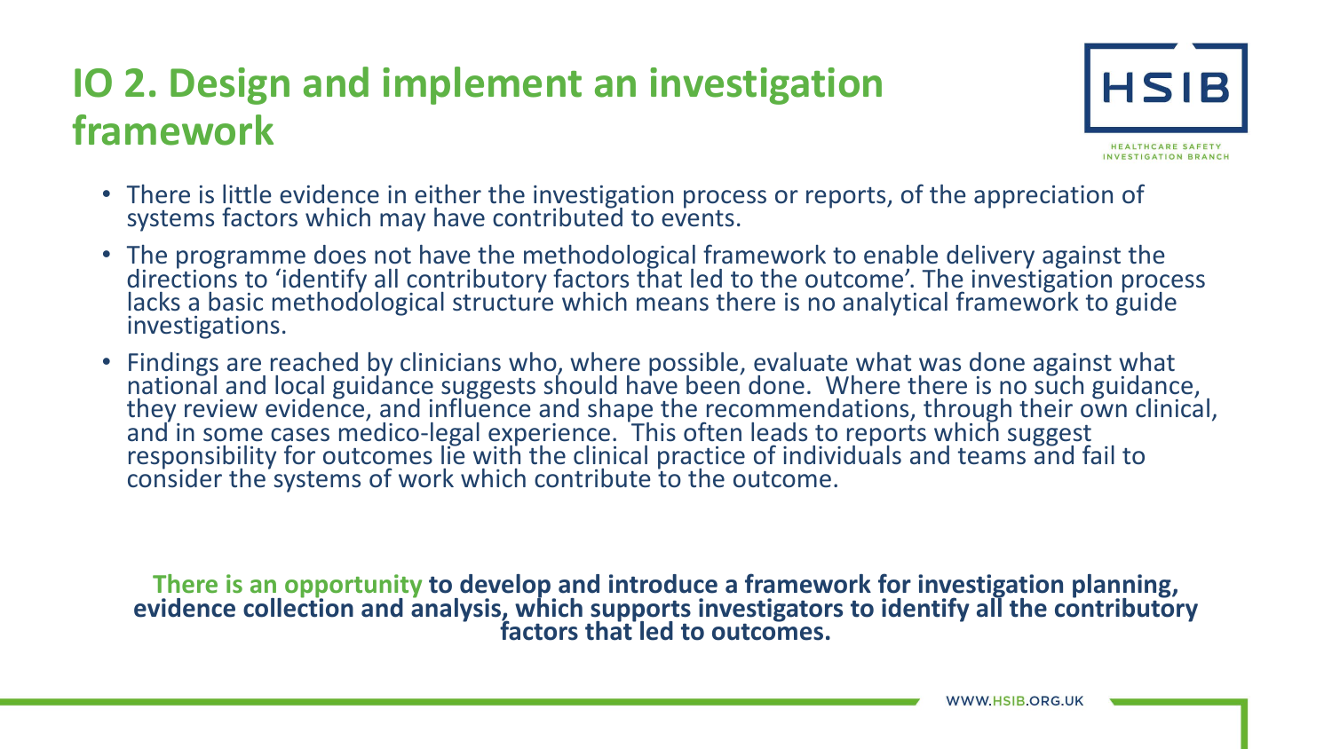# IO 2. Design and implement an investigation framework

- There is little evidence in either the investigation process or reports, of the appreciation of systems factors which may have contributed to events.
- The programme does not have the methodological framework to enable delivery against the directions to 'identify all contributory factors that led to the outcome'. The investigation process lacks a basic methodological structure which means there is no analytical framework to guide investigations.
- Findings are reached by clinicians who, where possible, evaluate what was done against what national and local guidance suggests should have been done. Where there is no such guidance, they review evidence, and influence and shape the recommendations, through their own clinical, and in some cases medico-legal experience. This often leads to reports which suggest responsibility for outcomes lie with the clinical practice of individuals and teams and fail to consider the systems of work which contribute to the outcome.

**There is an opportunity to develop and introduce a framework for investigation planning, evidence collection and analysis, which supports investigators to identify all the contributory factors that led to outcomes.**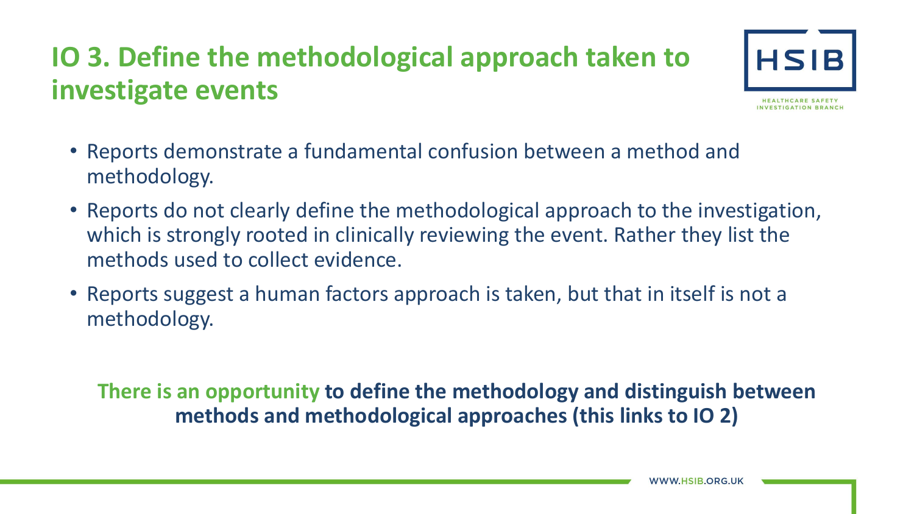# IO 3. Define the methodological approach taken to investigate events

- Reports demonstrate a fundamental confusion between a method and methodology.
- Reports do not clearly define the methodological approach to the investigation, which is strongly rooted in clinically reviewing the event. Rather they list the methods used to collect evidence.
- Reports suggest a human factors approach is taken, but that in itself is not a methodology.

**There is an opportunity to define the methodology and distinguish between methods and methodological approaches (this links to IO 2)**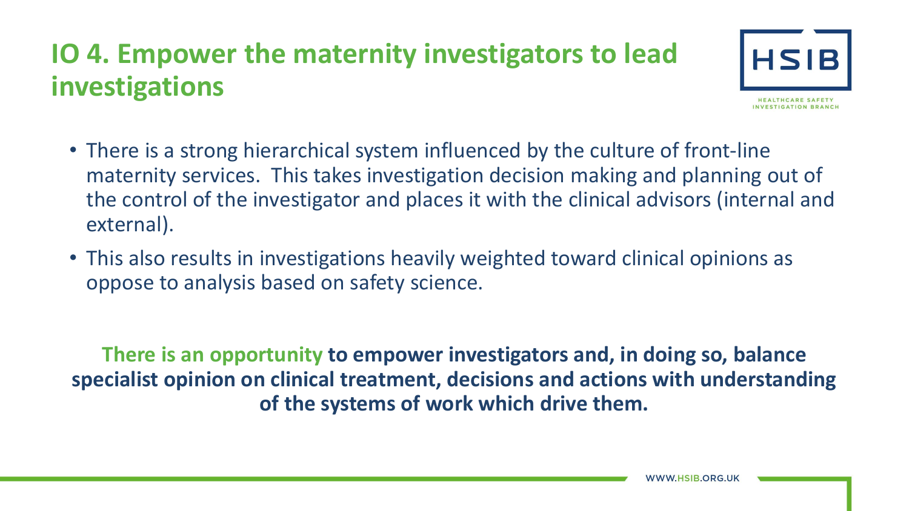# IO 4. Empower the maternity investigators to lead investigations

- There is a strong hierarchical system influenced by the culture of front-line maternity services. This takes investigation decision making and planning out of the control of the investigator and places it with the clinical advisors (internal and external).
- This also results in investigations heavily weighted toward clinical opinions as oppose to analysis based on safety science.

**There is an opportunity to empower investigators and, in doing so, balance specialist opinion on clinical treatment, decisions and actions with understanding of the systems of work which drive them.**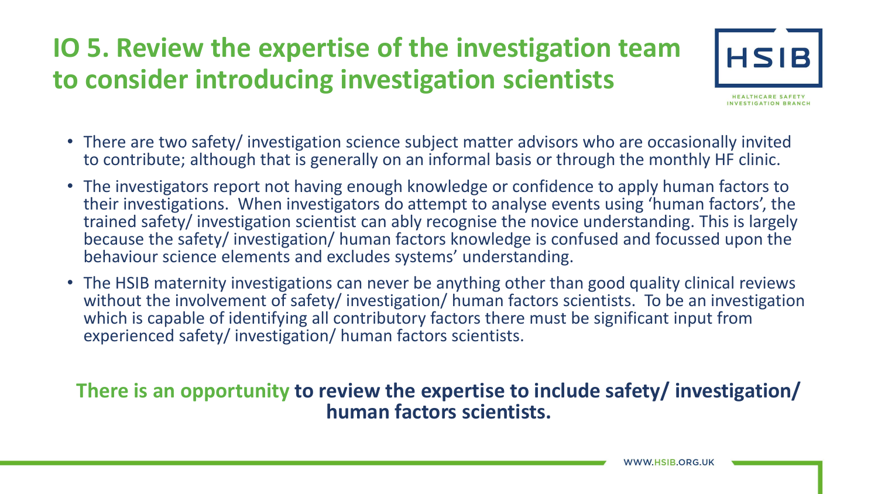# IO 5. Review the expertise of the investigation team to consider introducing investigation scientists

- There are two safety/ investigation science subject matter advisors who are occasionally invited to contribute; although that is generally on an informal basis or through the monthly HF clinic.
- The investigators report not having enough knowledge or confidence to apply human factors to their investigations. When investigators do attempt to analyse events using 'human factors', the trained safety/ investigation scientist can ably recognise the novice understanding. This is largely because the safety/ investigation/ human factors knowledge is confused and focussed upon the behaviour science elements and excludes systems' understanding.
- The HSIB maternity investigations can never be anything other than good quality clinical reviews without the involvement of safety/ investigation/ human factors scientists. To be an investigation which is capable of identifying all contributory factors there must be significant input from experienced safety/ investigation/ human factors scientists.

**There is an opportunity to review the expertise to include safety/ investigation/ human factors scientists.**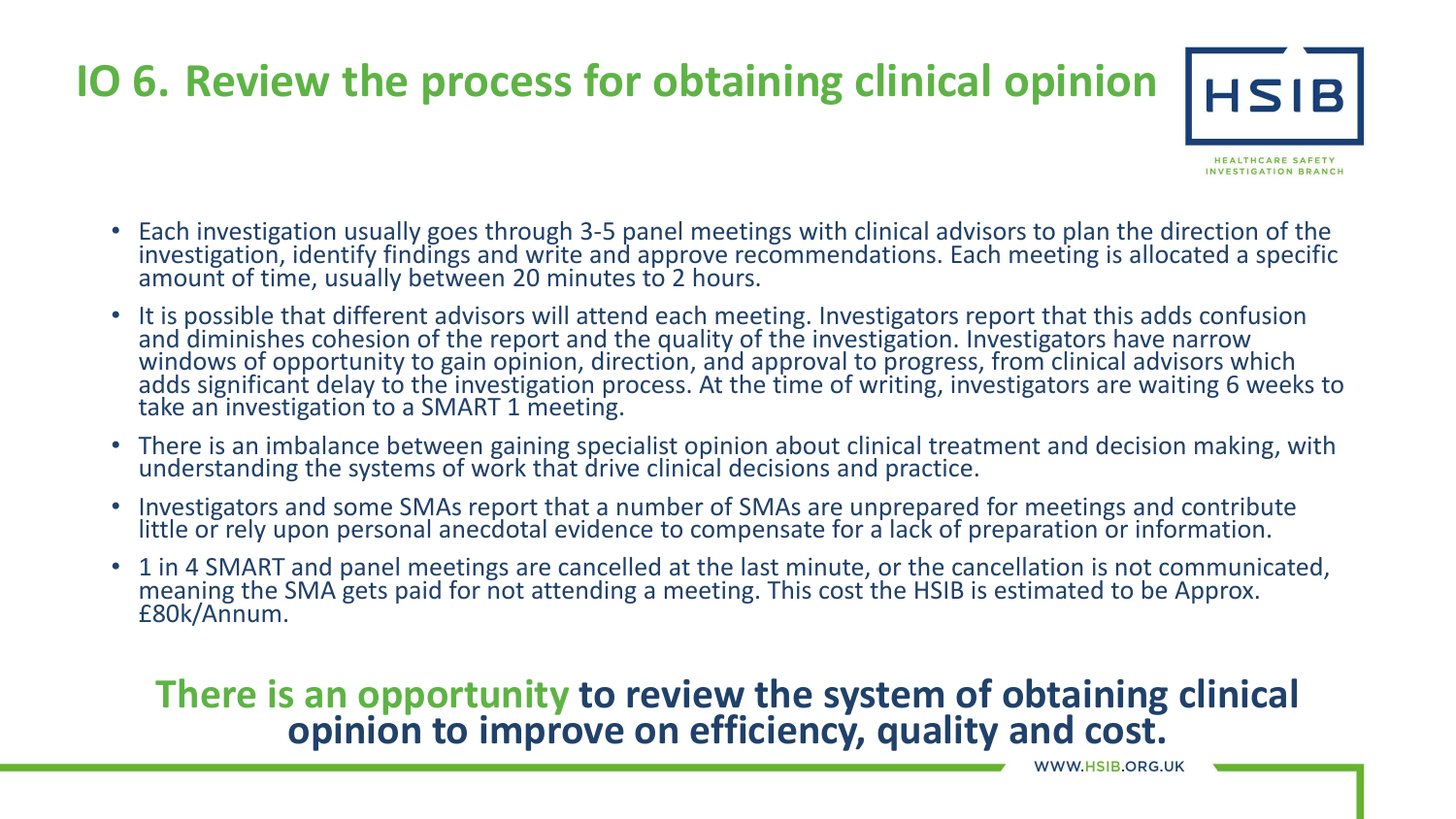# IO 6. Review the process for obtaining clinical opinion

- Each investigation usually goes through 3-5 panel meetings with clinical advisors to plan the direction of the investigation, identify findings and write and approve recommendations. Each meeting is allocated a specific amount of time, usually between 20 minutes to 2 hours.
- It is possible that different advisors will attend each meeting. Investigators report that this adds confusion and diminishes cohesion of the report and the quality of the investigation. Investigators have narrow windows of opportunity to gain opinion, direction, and approval to progress, from clinical advisors which adds significant delay to the investigation process. At the time of writing, investigators are waiting 6 weeks to take an investigation to a SMART 1 meeting.
- There is an imbalance between gaining specialist opinion about clinical treatment and decision making, with understanding the systems of work that drive clinical decisions and practice.
- Investigators and some SMAs report that a number of SMAs are unprepared for meetings and contribute little or rely upon personal anecdotal evidence to compensate for a lack of preparation or information.
- 1 in 4 SMART and panel meetings are cancelled at the last minute, or the cancellation is not communicated, meaning the SMA gets paid for not attending a meeting. This cost the HSIB is estimated to be Approx. £80k/Annum.

**There is an opportunity to review the system of obtaining clinical opinion to improve on efficiency, quality and cost.**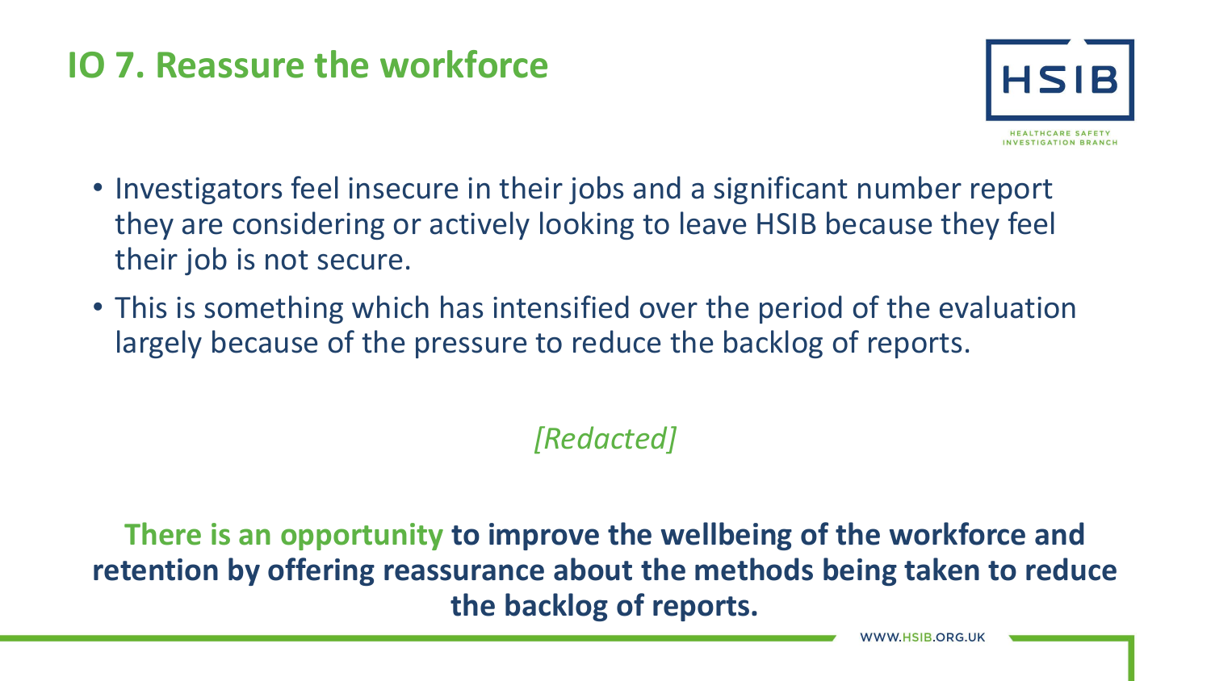# IO 7. Reassure the workforce

- Investigators feel insecure in their jobs and a significant number report they are considering or actively looking to leave HSIB because they feel their job is not secure.
- This is something which has intensified over the period of the evaluation largely because of the pressure to reduce the backlog of reports.

*[Redacted]*

**There is an opportunity to improve the wellbeing of the workforce and retention by offering reassurance about the methods being taken to reduce the backlog of reports.**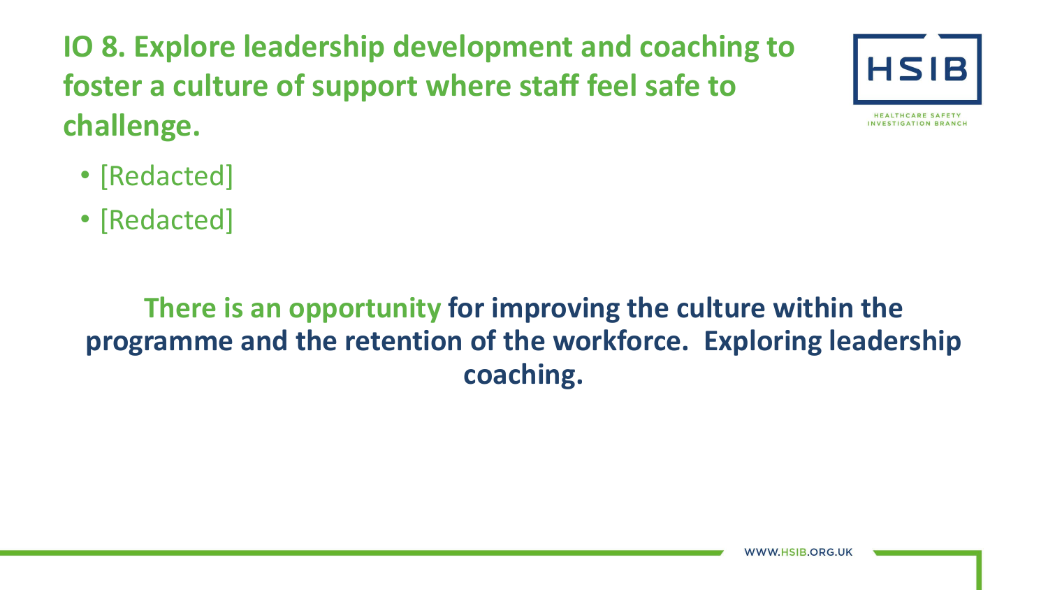## IO 8. Explore leadership development and coaching to foster a culture of support where staff feel safe to challenge.

- [Redacted]
- [Redacted]

**There is an opportunity for improving the culture within the programme and the retention of the workforce. Exploring leadership coaching.**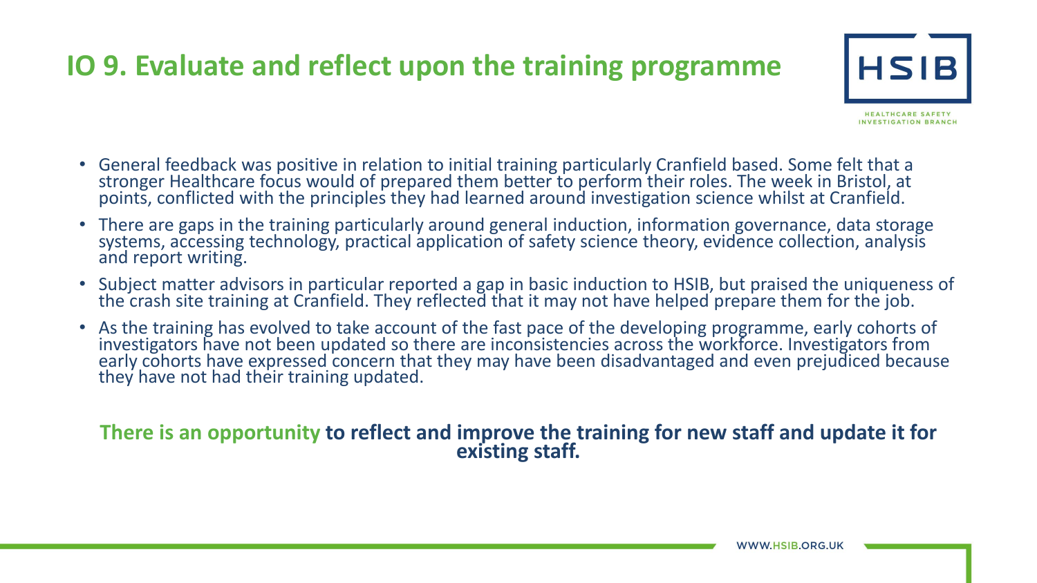# IO 9. Evaluate and reflect upon the training programme

- General feedback was positive in relation to initial training particularly Cranfield based. Some felt that a stronger Healthcare focus would of prepared them better to perform their roles. The week in Bristol, at points, conflicted with the principles they had learned around investigation science whilst at Cranfield.
- There are gaps in the training particularly around general induction, information governance, data storage systems, accessing technology, practical application of safety science theory, evidence collection, analysis and report writing.
- Subject matter advisors in particular reported a gap in basic induction to HSIB, but praised the uniqueness of the crash site training at Cranfield. They reflected that it may not have helped prepare them for the job.
- As the training has evolved to take account of the fast pace of the developing programme, early cohorts of investigators have not been updated so there are inconsistencies across the workforce. Investigators from early cohorts have expressed concern that they may have been disadvantaged and even prejudiced because they have not had their training updated.

**There is an opportunity to reflect and improve the training for new staff and update it for existing staff.**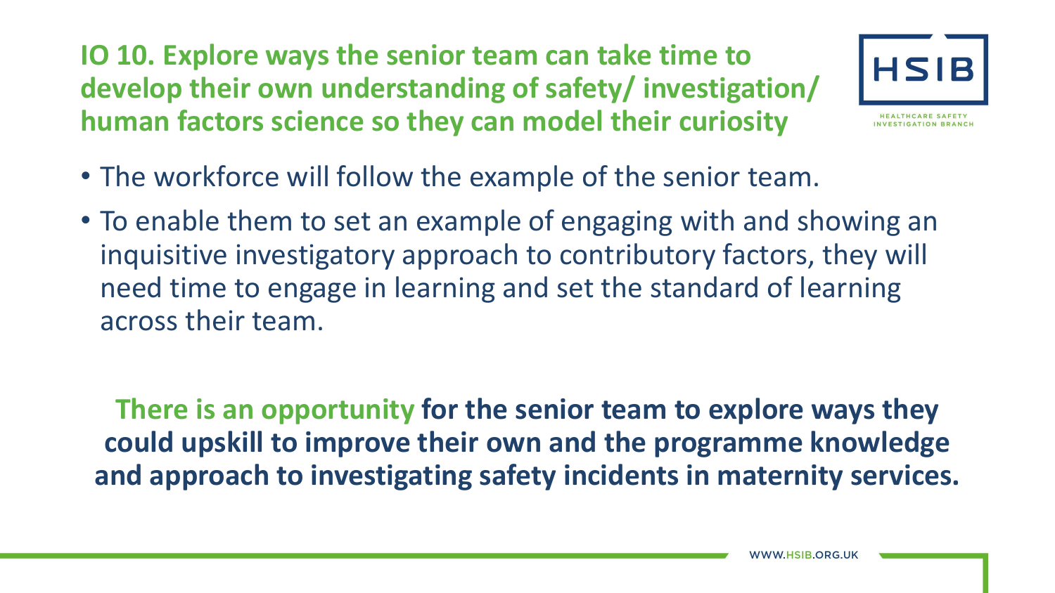## IO 10. Explore ways the senior team can take time to develop their own understanding of safety/ investigation/ human factors science so they can model their curiosity

- The workforce will follow the example of the senior team.
- To enable them to set an example of engaging with and showing an inquisitive investigatory approach to contributory factors, they will need time to engage in learning and set the standard of learning across their team.

**There is an opportunity for the senior team to explore ways they could upskill to improve their own and the programme knowledge and approach to investigating safety incidents in maternity services.**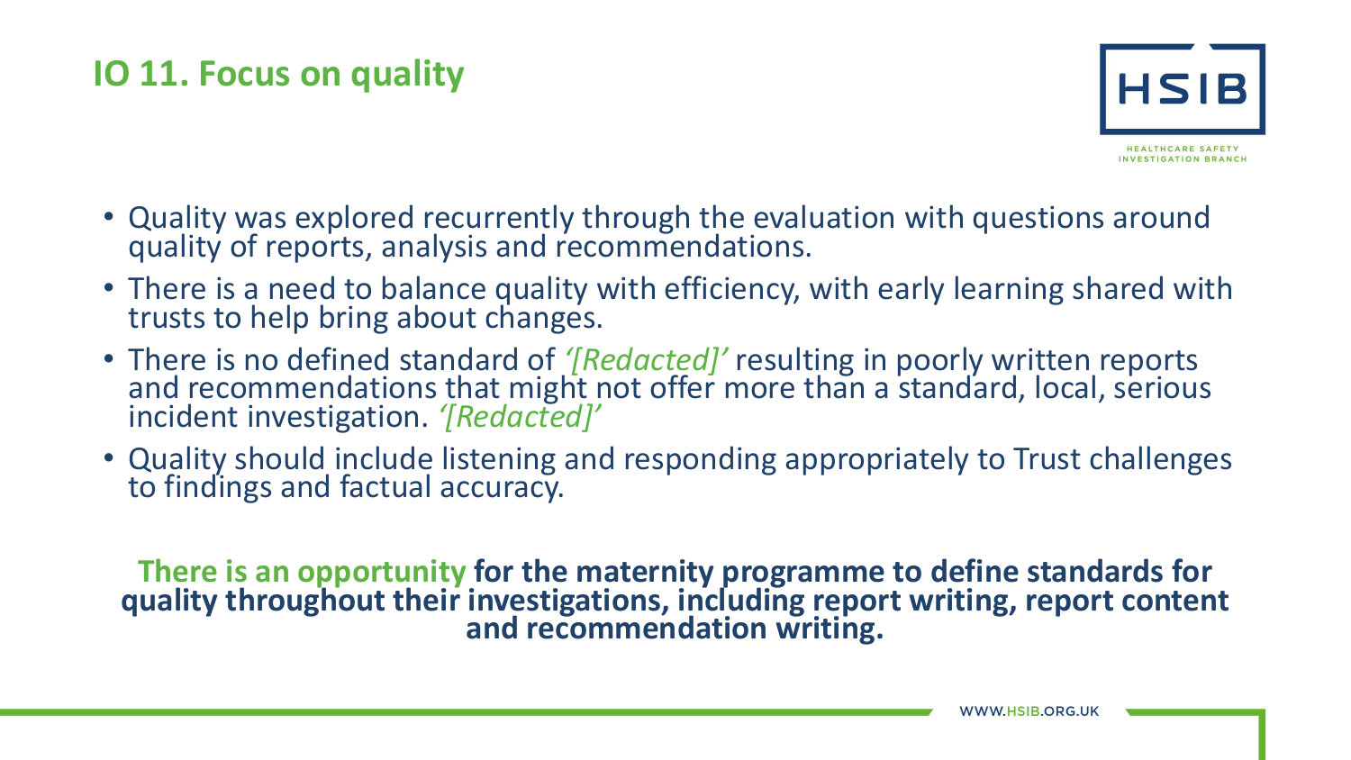## IO 11. Focus on quality

- Quality was explored recurrently through the evaluation with questions around quality of reports, analysis and recommendations.
- There is a need to balance quality with efficiency, with early learning shared with trusts to help bring about changes.
- There is no defined standard of *'[Redacted]'* resulting in poorly written reports and recommendations that might not offer more than a standard, local, serious incident investigation. *'[Redacted]'*
- Quality should include listening and responding appropriately to Trust challenges to findings and factual accuracy.

**There is an opportunity for the maternity programme to define standards for quality throughout their investigations, including report writing, report content and recommendation writing.**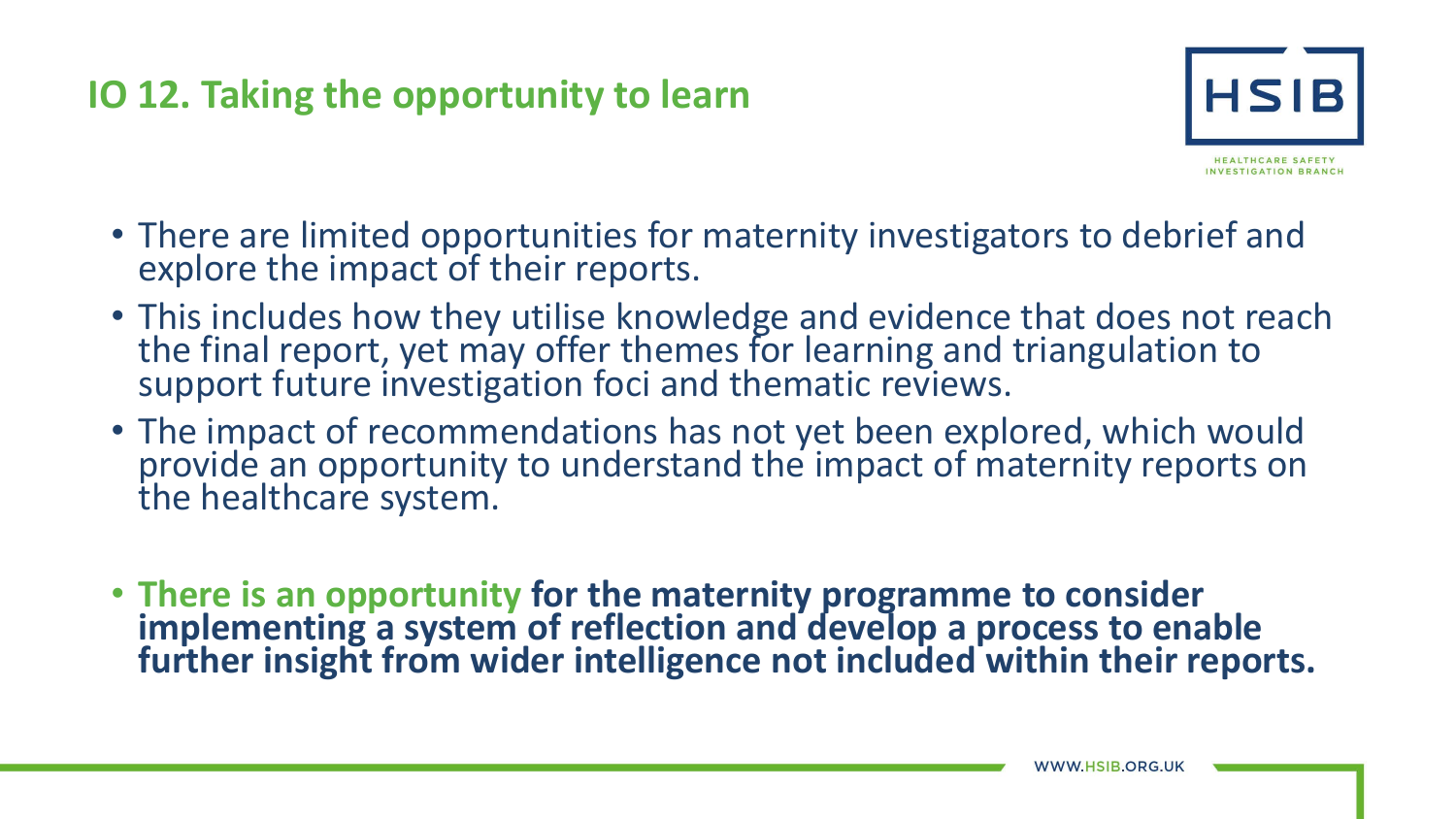## IO 12. Taking the opportunity to learn

- There are limited opportunities for maternity investigators to debrief and explore the impact of their reports.
- This includes how they utilise knowledge and evidence that does not reach the final report, yet may offer themes for learning and triangulation to support future investigation foci and thematic reviews.
- The impact of recommendations has not yet been explored, which would provide an opportunity to understand the impact of maternity reports on the healthcare system.

- **There is an opportunity for the maternity programme to consider implementing a system of reflection and develop a process to enable further insight from wider intelligence not included within their reports.**